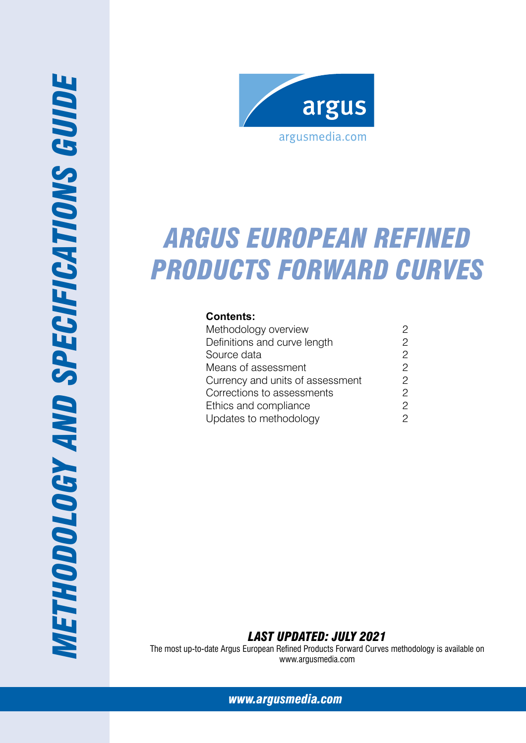# METHODOLOGY AND SPECIFICATIONS GUIDE

argus

argusmedia.com

# ARGUS EUROPEAN REFINED PRODUCTS FORWARD CURVES

**Contents:**

| | |
|---|---|
| Methodology overview | 2 |
| Definitions and curve length | 2 |
| Source data | 2 |
| Means of assessment | 2 |
| Currency and units of assessment | 2 |
| Corrections to assessments | 2 |
| Ethics and compliance | 2 |
| Updates to methodology | 2 |

***LAST UPDATED: JULY 2021***

The most up-to-date Argus European Refined Products Forward Curves methodology is available on www.argusmedia.com

***www.argusmedia.com***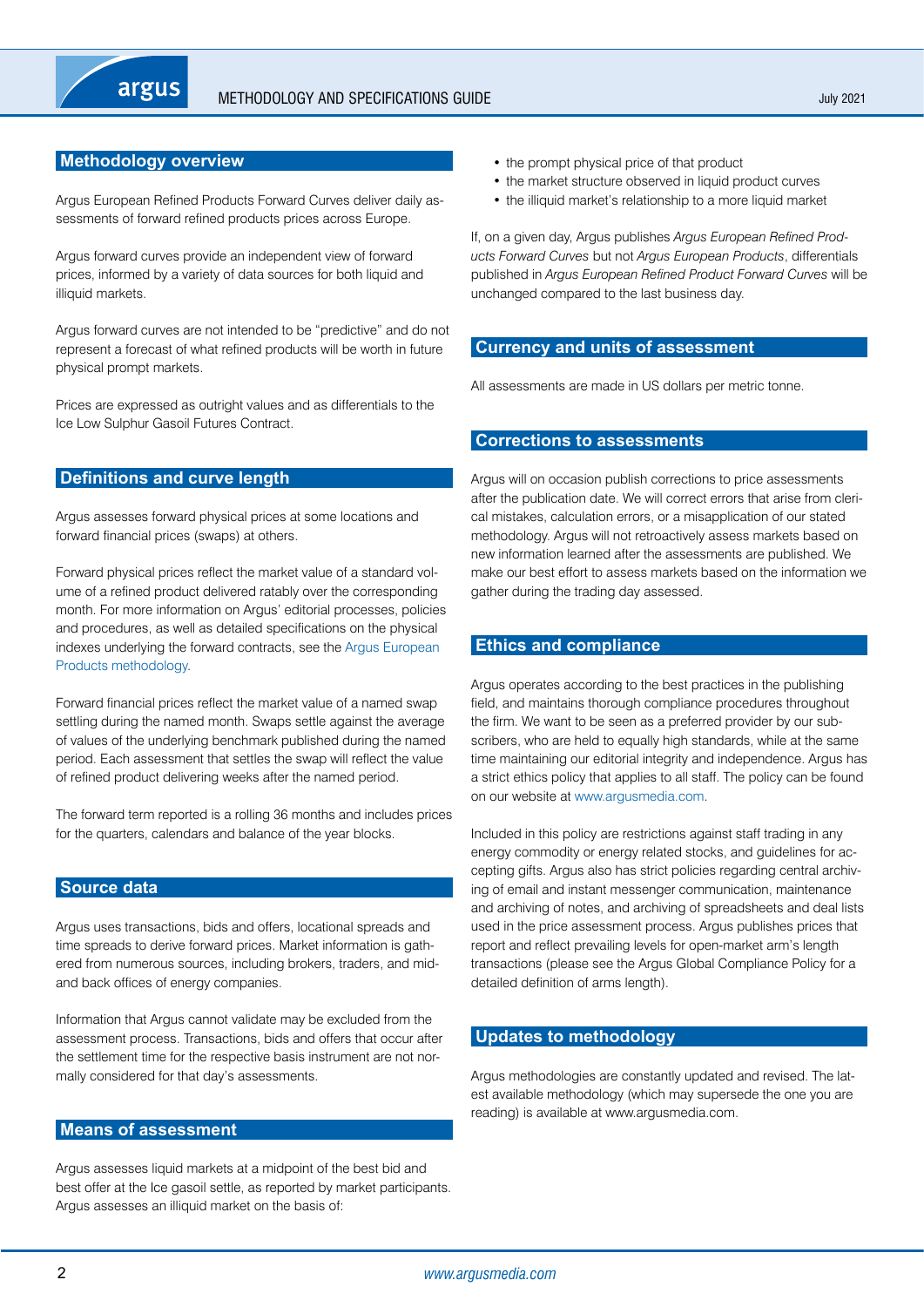## Methodology overview

Argus European Refined Products Forward Curves deliver daily assessments of forward refined products prices across Europe.

Argus forward curves provide an independent view of forward prices, informed by a variety of data sources for both liquid and illiquid markets.

Argus forward curves are not intended to be "predictive" and do not represent a forecast of what refined products will be worth in future physical prompt markets.

Prices are expressed as outright values and as differentials to the Ice Low Sulphur Gasoil Futures Contract.

## Definitions and curve length

Argus assesses forward physical prices at some locations and forward financial prices (swaps) at others.

Forward physical prices reflect the market value of a standard volume of a refined product delivered ratably over the corresponding month. For more information on Argus' editorial processes, policies and procedures, as well as detailed specifications on the physical indexes underlying the forward contracts, see the Argus European Products methodology.

Forward financial prices reflect the market value of a named swap settling during the named month. Swaps settle against the average of values of the underlying benchmark published during the named period. Each assessment that settles the swap will reflect the value of refined product delivering weeks after the named period.

The forward term reported is a rolling 36 months and includes prices for the quarters, calendars and balance of the year blocks.

## Source data

Argus uses transactions, bids and offers, locational spreads and time spreads to derive forward prices. Market information is gathered from numerous sources, including brokers, traders, and mid- and back offices of energy companies.

Information that Argus cannot validate may be excluded from the assessment process. Transactions, bids and offers that occur after the settlement time for the respective basis instrument are not normally considered for that day's assessments.

## Means of assessment

Argus assesses liquid markets at a midpoint of the best bid and best offer at the Ice gasoil settle, as reported by market participants. Argus assesses an illiquid market on the basis of:

- the prompt physical price of that product
- the market structure observed in liquid product curves
- the illiquid market's relationship to a more liquid market

If, on a given day, Argus publishes *Argus European Refined Products Forward Curves* but not *Argus European Products*, differentials published in *Argus European Refined Product Forward Curves* will be unchanged compared to the last business day.

## Currency and units of assessment

All assessments are made in US dollars per metric tonne.

## Corrections to assessments

Argus will on occasion publish corrections to price assessments after the publication date. We will correct errors that arise from clerical mistakes, calculation errors, or a misapplication of our stated methodology. Argus will not retroactively assess markets based on new information learned after the assessments are published. We make our best effort to assess markets based on the information we gather during the trading day assessed.

## Ethics and compliance

Argus operates according to the best practices in the publishing field, and maintains thorough compliance procedures throughout the firm. We want to be seen as a preferred provider by our subscribers, who are held to equally high standards, while at the same time maintaining our editorial integrity and independence. Argus has a strict ethics policy that applies to all staff. The policy can be found on our website at www.argusmedia.com.

Included in this policy are restrictions against staff trading in any energy commodity or energy related stocks, and guidelines for accepting gifts. Argus also has strict policies regarding central archiving of email and instant messenger communication, maintenance and archiving of notes, and archiving of spreadsheets and deal lists used in the price assessment process. Argus publishes prices that report and reflect prevailing levels for open-market arm's length transactions (please see the Argus Global Compliance Policy for a detailed definition of arms length).

## Updates to methodology

Argus methodologies are constantly updated and revised. The latest available methodology (which may supersede the one you are reading) is available at www.argusmedia.com.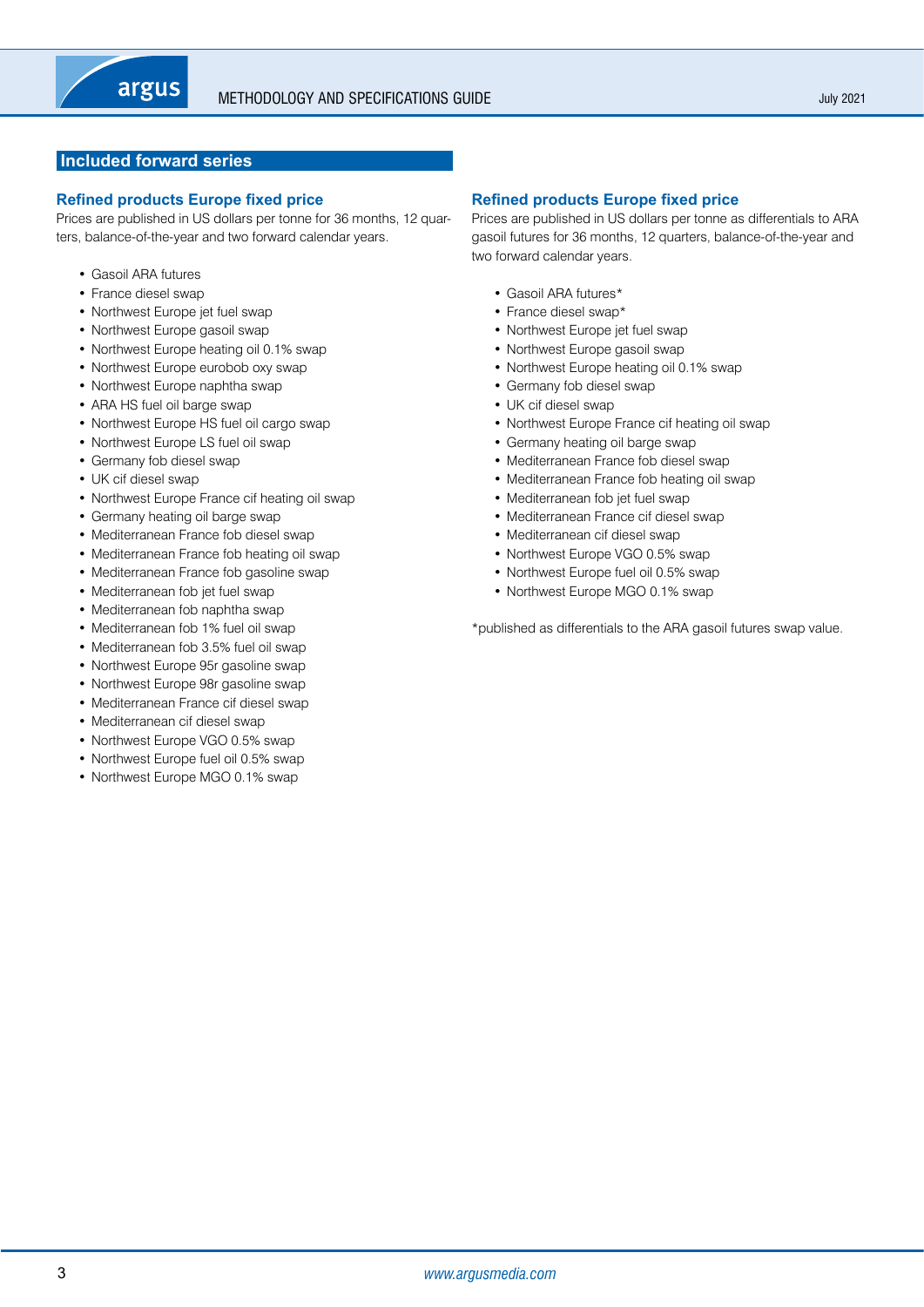## Included forward series

### Refined products Europe fixed price

Prices are published in US dollars per tonne for 36 months, 12 quarters, balance-of-the-year and two forward calendar years.

- Gasoil ARA futures
- France diesel swap
- Northwest Europe jet fuel swap
- Northwest Europe gasoil swap
- Northwest Europe heating oil 0.1% swap
- Northwest Europe eurobob oxy swap
- Northwest Europe naphtha swap
- ARA HS fuel oil barge swap
- Northwest Europe HS fuel oil cargo swap
- Northwest Europe LS fuel oil swap
- Germany fob diesel swap
- UK cif diesel swap
- Northwest Europe France cif heating oil swap
- Germany heating oil barge swap
- Mediterranean France fob diesel swap
- Mediterranean France fob heating oil swap
- Mediterranean France fob gasoline swap
- Mediterranean fob jet fuel swap
- Mediterranean fob naphtha swap
- Mediterranean fob 1% fuel oil swap
- Mediterranean fob 3.5% fuel oil swap
- Northwest Europe 95r gasoline swap
- Northwest Europe 98r gasoline swap
- Mediterranean France cif diesel swap
- Mediterranean cif diesel swap
- Northwest Europe VGO 0.5% swap
- Northwest Europe fuel oil 0.5% swap
- Northwest Europe MGO 0.1% swap

### Refined products Europe fixed price

Prices are published in US dollars per tonne as differentials to ARA gasoil futures for 36 months, 12 quarters, balance-of-the-year and two forward calendar years.

- Gasoil ARA futures*
- France diesel swap*
- Northwest Europe jet fuel swap
- Northwest Europe gasoil swap
- Northwest Europe heating oil 0.1% swap
- Germany fob diesel swap
- UK cif diesel swap
- Northwest Europe France cif heating oil swap
- Germany heating oil barge swap
- Mediterranean France fob diesel swap
- Mediterranean France fob heating oil swap
- Mediterranean fob jet fuel swap
- Mediterranean France cif diesel swap
- Mediterranean cif diesel swap
- Northwest Europe VGO 0.5% swap
- Northwest Europe fuel oil 0.5% swap
- Northwest Europe MGO 0.1% swap

*published as differentials to the ARA gasoil futures swap value.